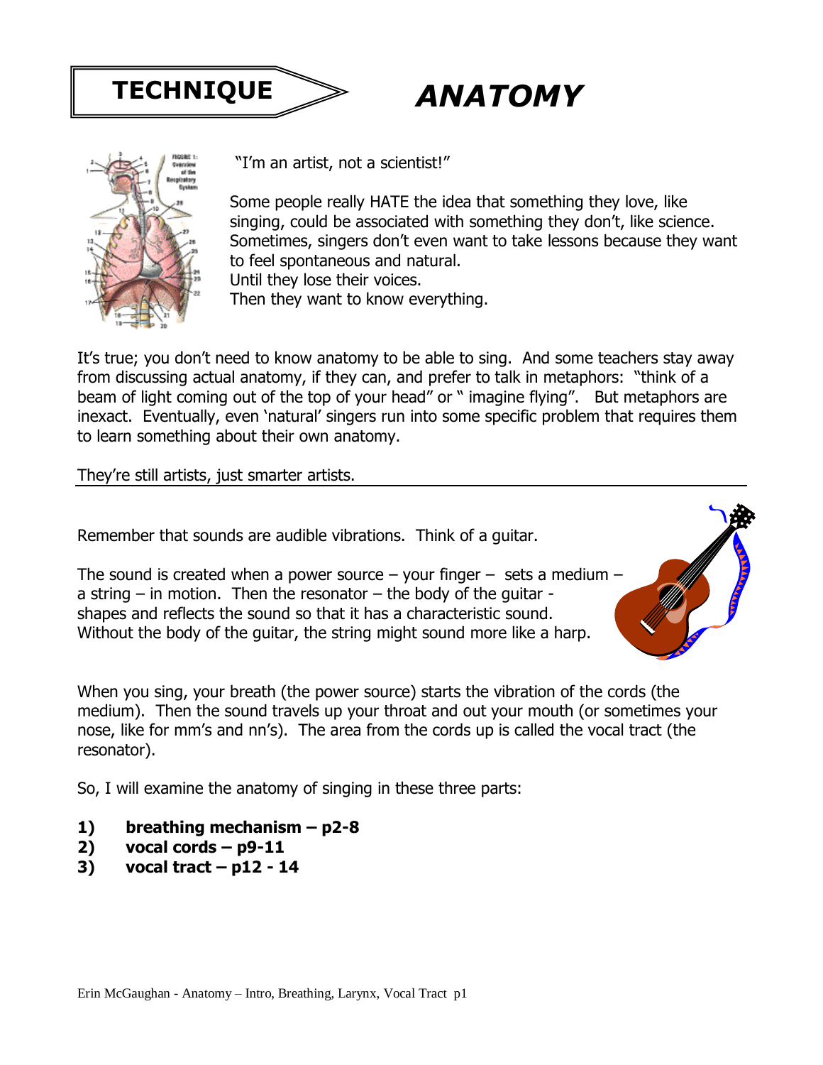# TECHNIQUE

# *ANATOMY*

"I'm an artist, not a scientist!"

Some people really HATE the idea that something they love, like singing, could be associated with something they don't, like science. Sometimes, singers don't even want to take lessons because they want to feel spontaneous and natural.
Until they lose their voices.
Then they want to know everything.

It's true; you don't need to know anatomy to be able to sing. And some teachers stay away from discussing actual anatomy, if they can, and prefer to talk in metaphors: "think of a beam of light coming out of the top of your head" or " imagine flying". But metaphors are inexact. Eventually, even 'natural' singers run into some specific problem that requires them to learn something about their own anatomy.

They're still artists, just smarter artists.

---

Remember that sounds are audible vibrations. Think of a guitar.

The sound is created when a power source – your finger – sets a medium – a string – in motion. Then the resonator – the body of the guitar - shapes and reflects the sound so that it has a characteristic sound. Without the body of the guitar, the string might sound more like a harp.

When you sing, your breath (the power source) starts the vibration of the cords (the medium). Then the sound travels up your throat and out your mouth (or sometimes your nose, like for mm's and nn's). The area from the cords up is called the vocal tract (the resonator).

So, I will examine the anatomy of singing in these three parts:

1) **breathing mechanism – p2-8**
2) **vocal cords – p9-11**
3) **vocal tract – p12 - 14**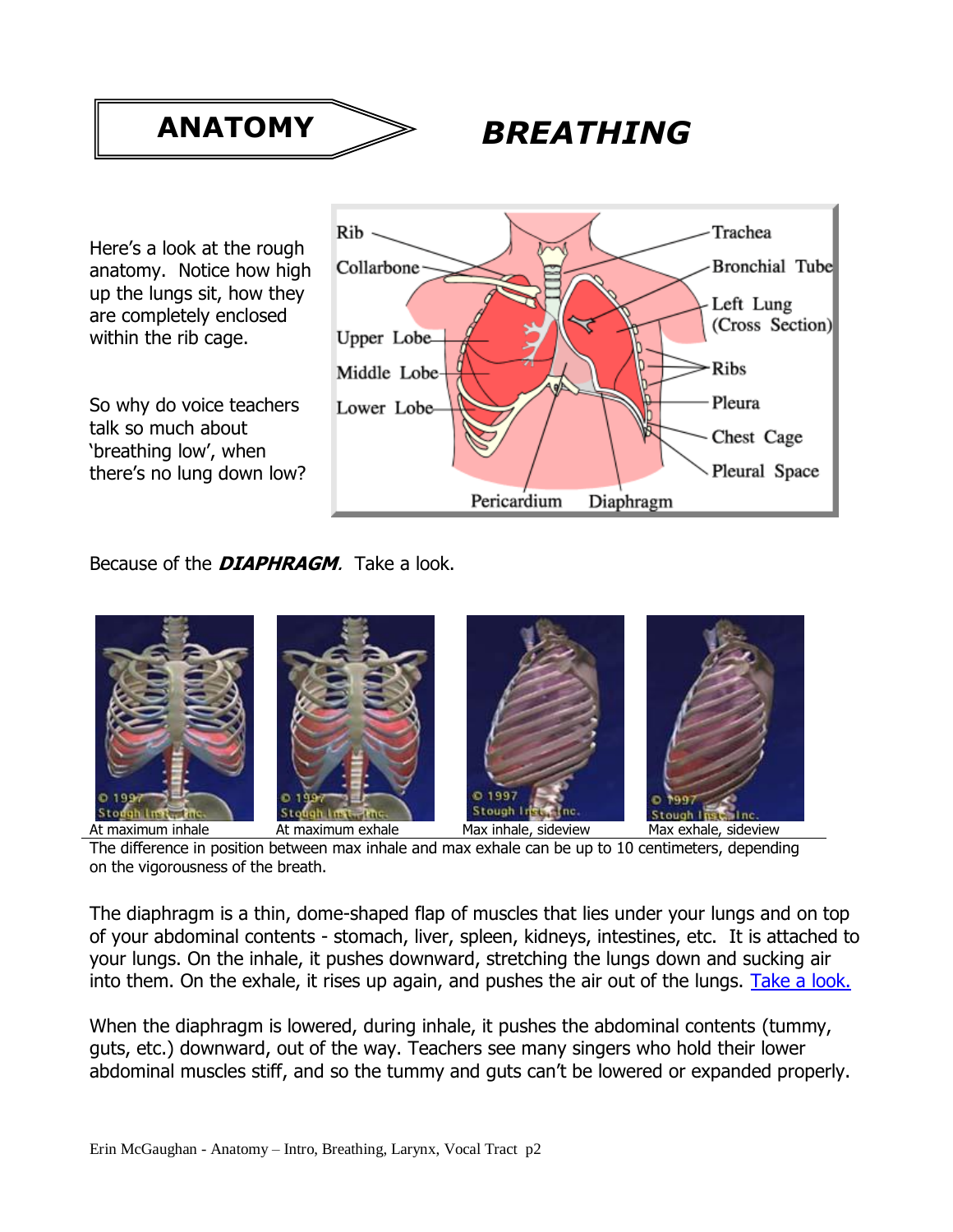# ANATOMY

# *BREATHING*

Here's a look at the rough anatomy. Notice how high up the lungs sit, how they are completely enclosed within the rib cage.

So why do voice teachers talk so much about 'breathing low', when there's no lung down low?

Because of the ***DIAPHRAGM***. Take a look.

At maximum inhale | At maximum exhale | Max inhale, sideview | Max exhale, sideview

The difference in position between max inhale and max exhale can be up to 10 centimeters, depending on the vigorousness of the breath.

The diaphragm is a thin, dome-shaped flap of muscles that lies under your lungs and on top of your abdominal contents - stomach, liver, spleen, kidneys, intestines, etc. It is attached to your lungs. On the inhale, it pushes downward, stretching the lungs down and sucking air into them. On the exhale, it rises up again, and pushes the air out of the lungs. Take a look.

When the diaphragm is lowered, during inhale, it pushes the abdominal contents (tummy, guts, etc.) downward, out of the way. Teachers see many singers who hold their lower abdominal muscles stiff, and so the tummy and guts can't be lowered or expanded properly.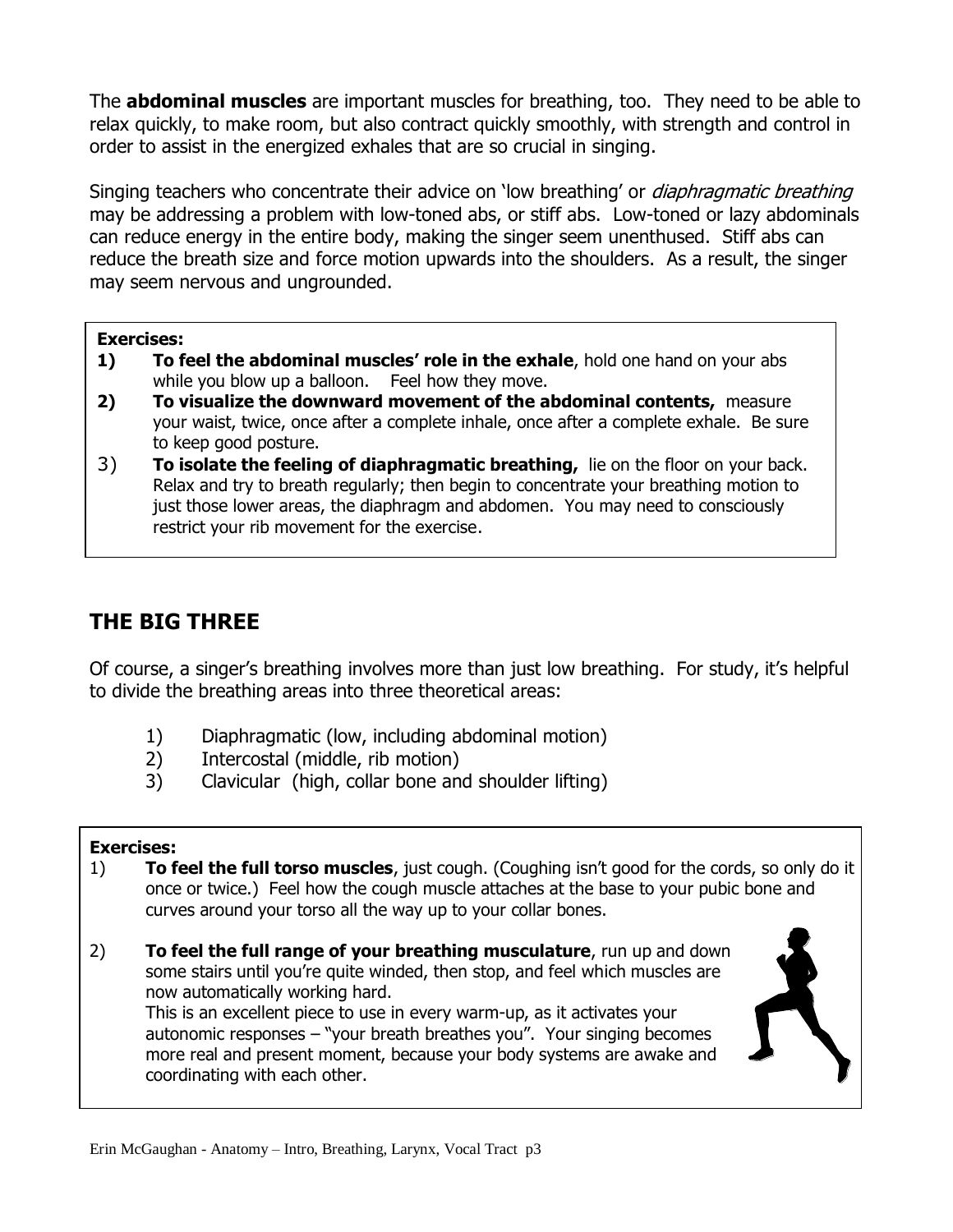The **abdominal muscles** are important muscles for breathing, too. They need to be able to relax quickly, to make room, but also contract quickly smoothly, with strength and control in order to assist in the energized exhales that are so crucial in singing.

Singing teachers who concentrate their advice on 'low breathing' or *diaphragmatic breathing* may be addressing a problem with low-toned abs, or stiff abs. Low-toned or lazy abdominals can reduce energy in the entire body, making the singer seem unenthused. Stiff abs can reduce the breath size and force motion upwards into the shoulders. As a result, the singer may seem nervous and ungrounded.

**Exercises:**

1) **To feel the abdominal muscles' role in the exhale**, hold one hand on your abs while you blow up a balloon. Feel how they move.
2) **To visualize the downward movement of the abdominal contents,** measure your waist, twice, once after a complete inhale, once after a complete exhale. Be sure to keep good posture.
3) **To isolate the feeling of diaphragmatic breathing,** lie on the floor on your back. Relax and try to breath regularly; then begin to concentrate your breathing motion to just those lower areas, the diaphragm and abdomen. You may need to consciously restrict your rib movement for the exercise.

## THE BIG THREE

Of course, a singer's breathing involves more than just low breathing. For study, it's helpful to divide the breathing areas into three theoretical areas:

1) Diaphragmatic (low, including abdominal motion)
2) Intercostal (middle, rib motion)
3) Clavicular (high, collar bone and shoulder lifting)

**Exercises:**

1) **To feel the full torso muscles**, just cough. (Coughing isn't good for the cords, so only do it once or twice.) Feel how the cough muscle attaches at the base to your pubic bone and curves around your torso all the way up to your collar bones.
2) **To feel the full range of your breathing musculature**, run up and down some stairs until you're quite winded, then stop, and feel which muscles are now automatically working hard.
   This is an excellent piece to use in every warm-up, as it activates your autonomic responses – "your breath breathes you". Your singing becomes more real and present moment, because your body systems are awake and coordinating with each other.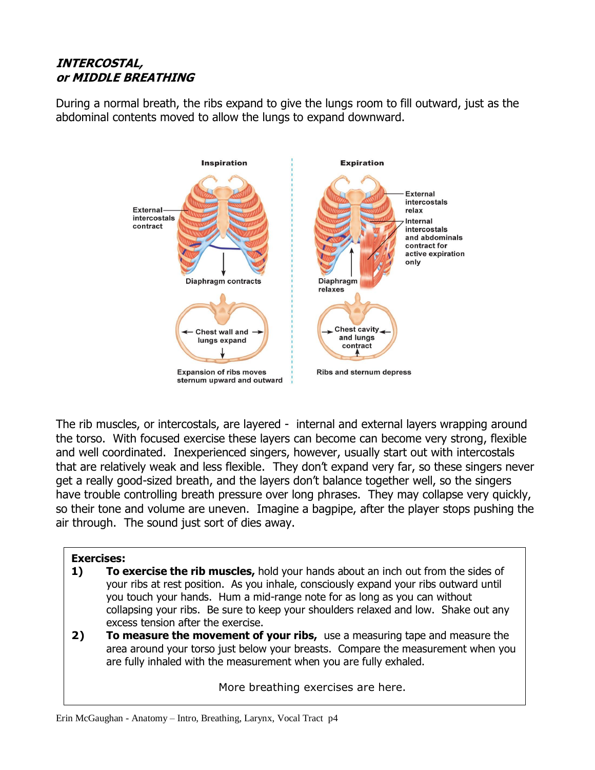***INTERCOSTAL, or MIDDLE BREATHING***

During a normal breath, the ribs expand to give the lungs room to fill outward, just as the abdominal contents moved to allow the lungs to expand downward.

The rib muscles, or intercostals, are layered - internal and external layers wrapping around the torso. With focused exercise these layers can become can become very strong, flexible and well coordinated. Inexperienced singers, however, usually start out with intercostals that are relatively weak and less flexible. They don't expand very far, so these singers never get a really good-sized breath, and the layers don't balance together well, so the singers have trouble controlling breath pressure over long phrases. They may collapse very quickly, so their tone and volume are uneven. Imagine a bagpipe, after the player stops pushing the air through. The sound just sort of dies away.

**Exercises:**

1) **To exercise the rib muscles,** hold your hands about an inch out from the sides of your ribs at rest position. As you inhale, consciously expand your ribs outward until you touch your hands. Hum a mid-range note for as long as you can without collapsing your ribs. Be sure to keep your shoulders relaxed and low. Shake out any excess tension after the exercise.
2) **To measure the movement of your ribs,** use a measuring tape and measure the area around your torso just below your breasts. Compare the measurement when you are fully inhaled with the measurement when you are fully exhaled.

More breathing exercises are here.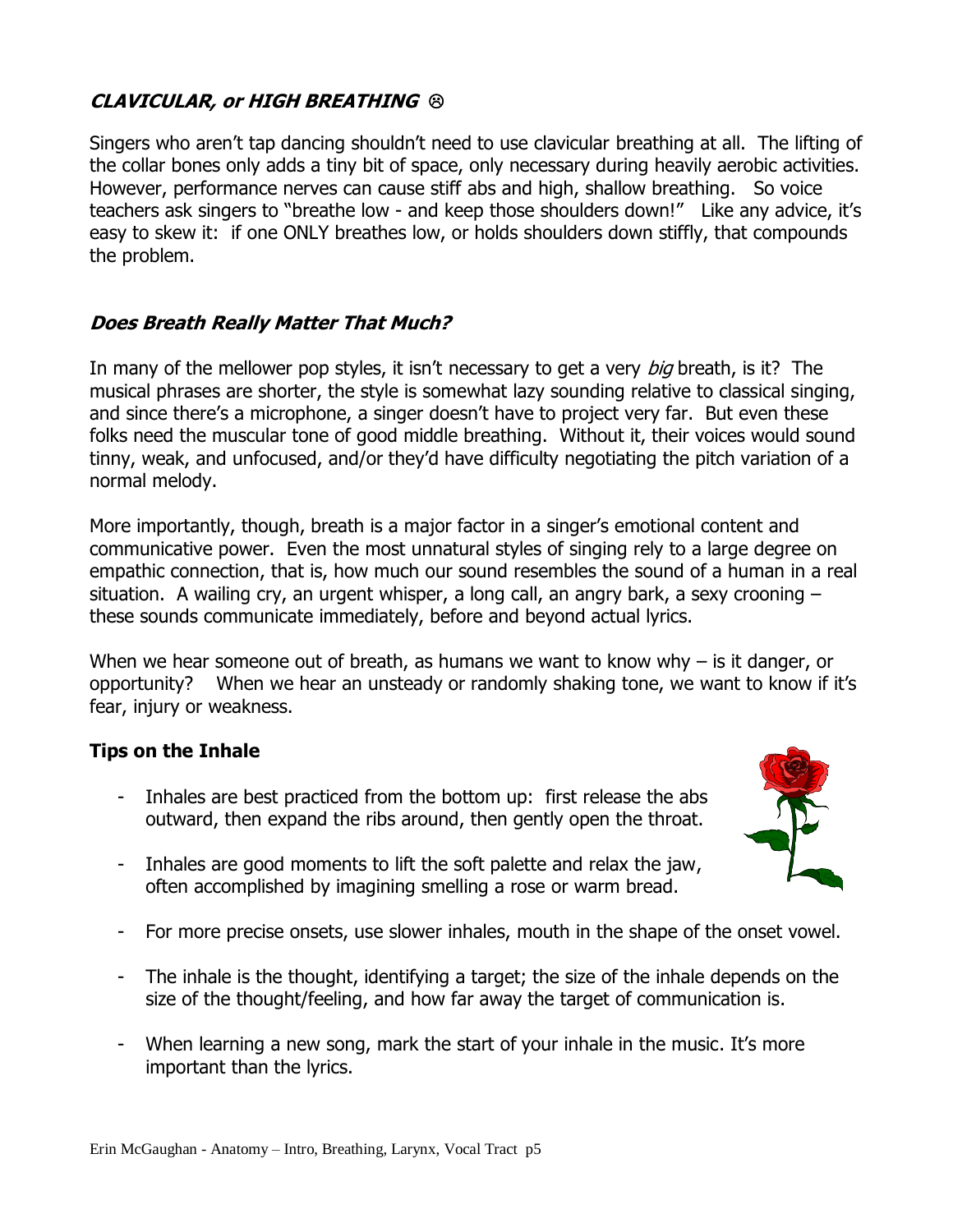### ***CLAVICULAR, or HIGH BREATHING*** ☹

Singers who aren't tap dancing shouldn't need to use clavicular breathing at all. The lifting of the collar bones only adds a tiny bit of space, only necessary during heavily aerobic activities. However, performance nerves can cause stiff abs and high, shallow breathing. So voice teachers ask singers to "breathe low - and keep those shoulders down!" Like any advice, it's easy to skew it: if one ONLY breathes low, or holds shoulders down stiffly, that compounds the problem.

### ***Does Breath Really Matter That Much?***

In many of the mellower pop styles, it isn't necessary to get a very *big* breath, is it? The musical phrases are shorter, the style is somewhat lazy sounding relative to classical singing, and since there's a microphone, a singer doesn't have to project very far. But even these folks need the muscular tone of good middle breathing. Without it, their voices would sound tinny, weak, and unfocused, and/or they'd have difficulty negotiating the pitch variation of a normal melody.

More importantly, though, breath is a major factor in a singer's emotional content and communicative power. Even the most unnatural styles of singing rely to a large degree on empathic connection, that is, how much our sound resembles the sound of a human in a real situation. A wailing cry, an urgent whisper, a long call, an angry bark, a sexy crooning – these sounds communicate immediately, before and beyond actual lyrics.

When we hear someone out of breath, as humans we want to know why – is it danger, or opportunity? When we hear an unsteady or randomly shaking tone, we want to know if it's fear, injury or weakness.

**Tips on the Inhale**

- Inhales are best practiced from the bottom up: first release the abs outward, then expand the ribs around, then gently open the throat.
- Inhales are good moments to lift the soft palette and relax the jaw, often accomplished by imagining smelling a rose or warm bread.
- For more precise onsets, use slower inhales, mouth in the shape of the onset vowel.
- The inhale is the thought, identifying a target; the size of the inhale depends on the size of the thought/feeling, and how far away the target of communication is.
- When learning a new song, mark the start of your inhale in the music. It's more important than the lyrics.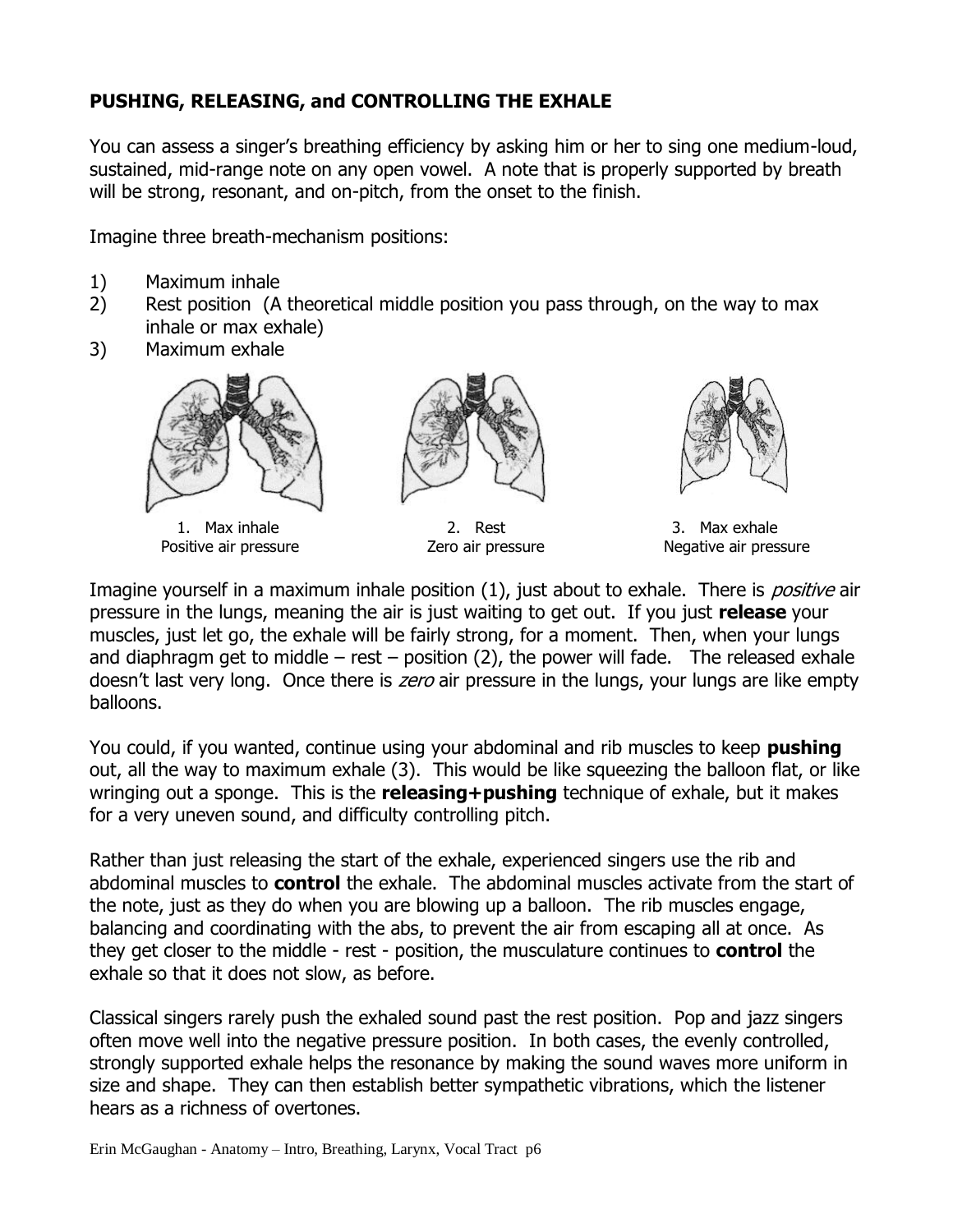**PUSHING, RELEASING, and CONTROLLING THE EXHALE**

You can assess a singer's breathing efficiency by asking him or her to sing one medium-loud, sustained, mid-range note on any open vowel. A note that is properly supported by breath will be strong, resonant, and on-pitch, from the onset to the finish.

Imagine three breath-mechanism positions:

1) Maximum inhale
2) Rest position (A theoretical middle position you pass through, on the way to max inhale or max exhale)
3) Maximum exhale

1. Max inhale
Positive air pressure

2. Rest
Zero air pressure

3. Max exhale
Negative air pressure

Imagine yourself in a maximum inhale position (1), just about to exhale. There is *positive* air pressure in the lungs, meaning the air is just waiting to get out. If you just **release** your muscles, just let go, the exhale will be fairly strong, for a moment. Then, when your lungs and diaphragm get to middle – rest – position (2), the power will fade. The released exhale doesn't last very long. Once there is *zero* air pressure in the lungs, your lungs are like empty balloons.

You could, if you wanted, continue using your abdominal and rib muscles to keep **pushing** out, all the way to maximum exhale (3). This would be like squeezing the balloon flat, or like wringing out a sponge. This is the **releasing+pushing** technique of exhale, but it makes for a very uneven sound, and difficulty controlling pitch.

Rather than just releasing the start of the exhale, experienced singers use the rib and abdominal muscles to **control** the exhale. The abdominal muscles activate from the start of the note, just as they do when you are blowing up a balloon. The rib muscles engage, balancing and coordinating with the abs, to prevent the air from escaping all at once. As they get closer to the middle - rest - position, the musculature continues to **control** the exhale so that it does not slow, as before.

Classical singers rarely push the exhaled sound past the rest position. Pop and jazz singers often move well into the negative pressure position. In both cases, the evenly controlled, strongly supported exhale helps the resonance by making the sound waves more uniform in size and shape. They can then establish better sympathetic vibrations, which the listener hears as a richness of overtones.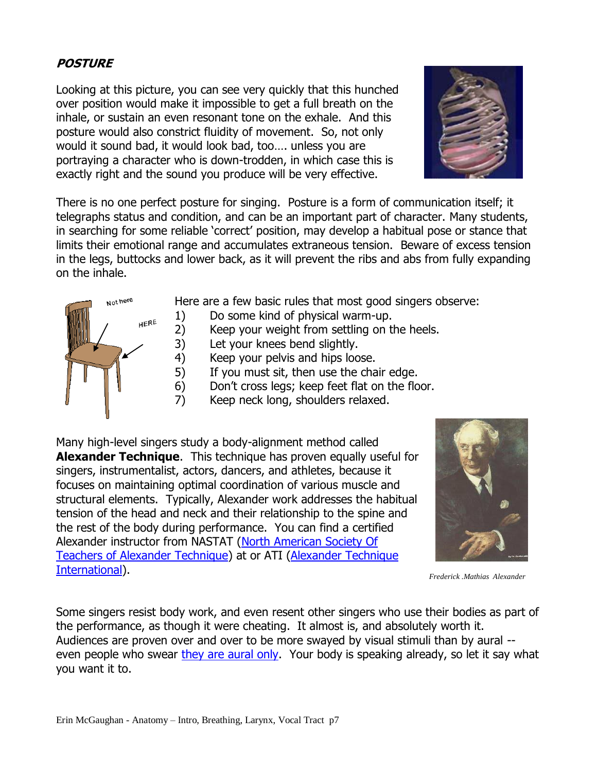## POSTURE

Looking at this picture, you can see very quickly that this hunched over position would make it impossible to get a full breath on the inhale, or sustain an even resonant tone on the exhale. And this posture would also constrict fluidity of movement. So, not only would it sound bad, it would look bad, too…. unless you are portraying a character who is down-trodden, in which case this is exactly right and the sound you produce will be very effective.

There is no one perfect posture for singing. Posture is a form of communication itself; it telegraphs status and condition, and can be an important part of character. Many students, in searching for some reliable 'correct' position, may develop a habitual pose or stance that limits their emotional range and accumulates extraneous tension. Beware of excess tension in the legs, buttocks and lower back, as it will prevent the ribs and abs from fully expanding on the inhale.

Here are a few basic rules that most good singers observe:

1) Do some kind of physical warm-up.
2) Keep your weight from settling on the heels.
3) Let your knees bend slightly.
4) Keep your pelvis and hips loose.
5) If you must sit, then use the chair edge.
6) Don't cross legs; keep feet flat on the floor.
7) Keep neck long, shoulders relaxed.

Many high-level singers study a body-alignment method called **Alexander Technique**. This technique has proven equally useful for singers, instrumentalist, actors, dancers, and athletes, because it focuses on maintaining optimal coordination of various muscle and structural elements. Typically, Alexander work addresses the habitual tension of the head and neck and their relationship to the spine and the rest of the body during performance. You can find a certified Alexander instructor from NASTAT (North American Society Of Teachers of Alexander Technique) at or ATI (Alexander Technique International).

*Frederick .Mathias Alexander*

Some singers resist body work, and even resent other singers who use their bodies as part of the performance, as though it were cheating. It almost is, and absolutely worth it. Audiences are proven over and over to be more swayed by visual stimuli than by aural -- even people who swear they are aural only. Your body is speaking already, so let it say what you want it to.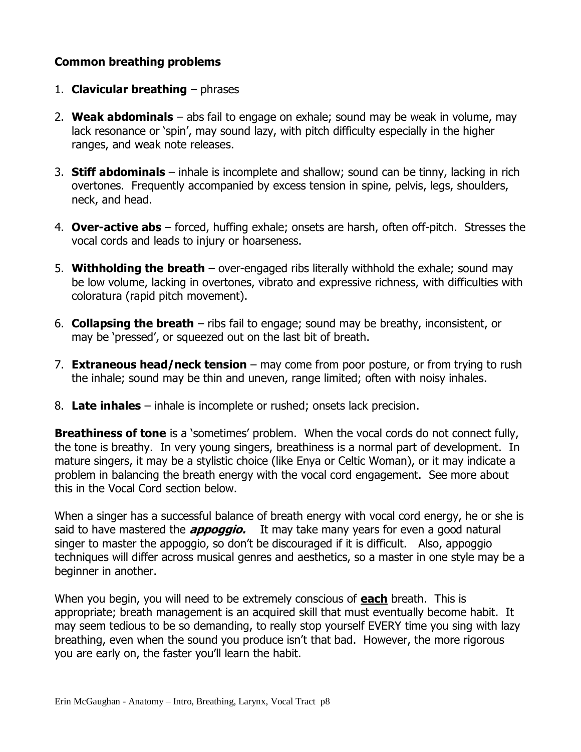**Common breathing problems**

1. **Clavicular breathing** – phrases
2. **Weak abdominals** – abs fail to engage on exhale; sound may be weak in volume, may lack resonance or 'spin', may sound lazy, with pitch difficulty especially in the higher ranges, and weak note releases.
3. **Stiff abdominals** – inhale is incomplete and shallow; sound can be tinny, lacking in rich overtones. Frequently accompanied by excess tension in spine, pelvis, legs, shoulders, neck, and head.
4. **Over-active abs** – forced, huffing exhale; onsets are harsh, often off-pitch. Stresses the vocal cords and leads to injury or hoarseness.
5. **Withholding the breath** – over-engaged ribs literally withhold the exhale; sound may be low volume, lacking in overtones, vibrato and expressive richness, with difficulties with coloratura (rapid pitch movement).
6. **Collapsing the breath** – ribs fail to engage; sound may be breathy, inconsistent, or may be 'pressed', or squeezed out on the last bit of breath.
7. **Extraneous head/neck tension** – may come from poor posture, or from trying to rush the inhale; sound may be thin and uneven, range limited; often with noisy inhales.
8. **Late inhales** – inhale is incomplete or rushed; onsets lack precision.

**Breathiness of tone** is a 'sometimes' problem. When the vocal cords do not connect fully, the tone is breathy. In very young singers, breathiness is a normal part of development. In mature singers, it may be a stylistic choice (like Enya or Celtic Woman), or it may indicate a problem in balancing the breath energy with the vocal cord engagement. See more about this in the Vocal Cord section below.

When a singer has a successful balance of breath energy with vocal cord energy, he or she is said to have mastered the ***appoggio.*** It may take many years for even a good natural singer to master the appoggio, so don't be discouraged if it is difficult. Also, appoggio techniques will differ across musical genres and aesthetics, so a master in one style may be a beginner in another.

When you begin, you will need to be extremely conscious of **each** breath. This is appropriate; breath management is an acquired skill that must eventually become habit. It may seem tedious to be so demanding, to really stop yourself EVERY time you sing with lazy breathing, even when the sound you produce isn't that bad. However, the more rigorous you are early on, the faster you'll learn the habit.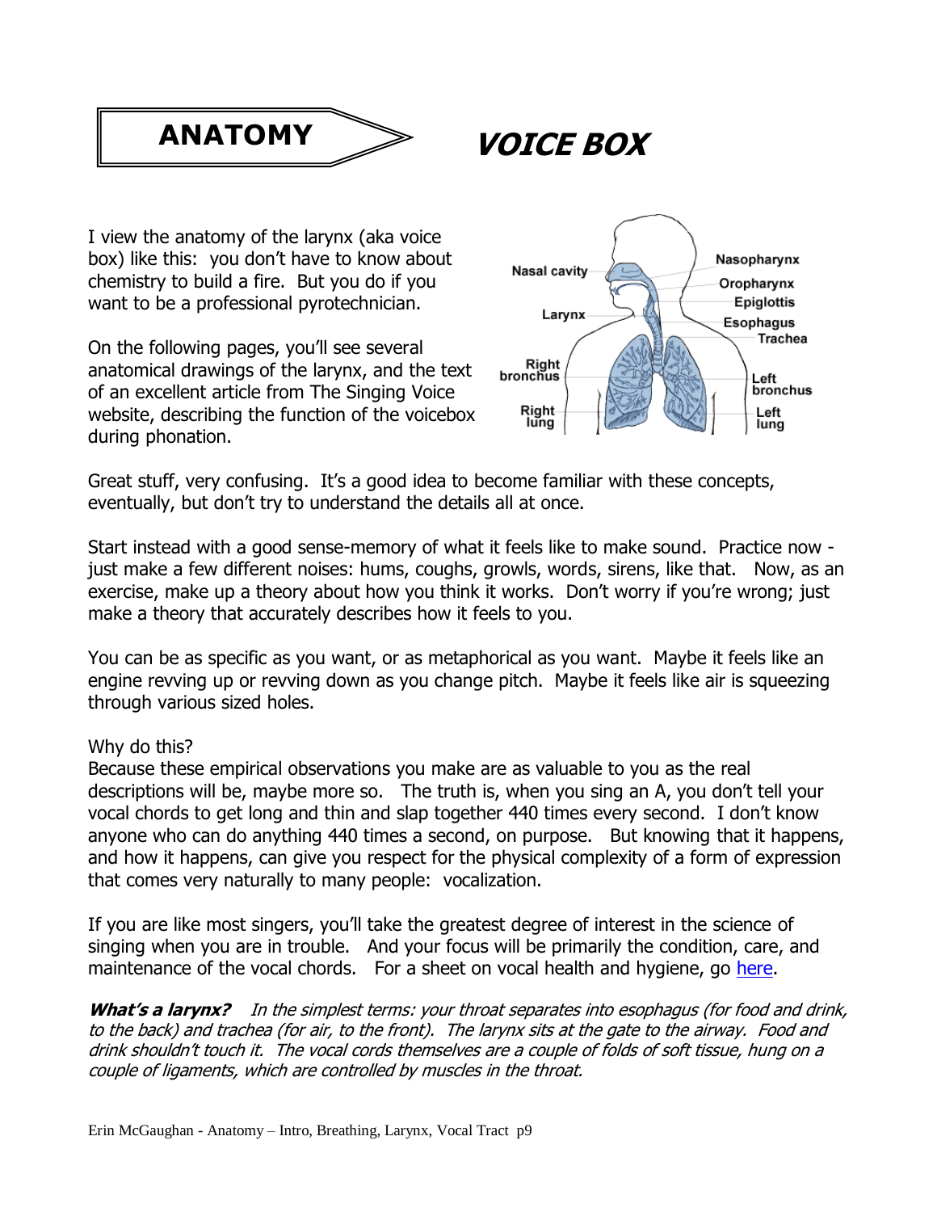# ANATOMY — VOICE BOX

I view the anatomy of the larynx (aka voice box) like this: you don't have to know about chemistry to build a fire. But you do if you want to be a professional pyrotechnician.

On the following pages, you'll see several anatomical drawings of the larynx, and the text of an excellent article from The Singing Voice website, describing the function of the voicebox during phonation.

Great stuff, very confusing. It's a good idea to become familiar with these concepts, eventually, but don't try to understand the details all at once.

Start instead with a good sense-memory of what it feels like to make sound. Practice now - just make a few different noises: hums, coughs, growls, words, sirens, like that. Now, as an exercise, make up a theory about how you think it works. Don't worry if you're wrong; just make a theory that accurately describes how it feels to you.

You can be as specific as you want, or as metaphorical as you want. Maybe it feels like an engine revving up or revving down as you change pitch. Maybe it feels like air is squeezing through various sized holes.

Why do this?
Because these empirical observations you make are as valuable to you as the real descriptions will be, maybe more so. The truth is, when you sing an A, you don't tell your vocal chords to get long and thin and slap together 440 times every second. I don't know anyone who can do anything 440 times a second, on purpose. But knowing that it happens, and how it happens, can give you respect for the physical complexity of a form of expression that comes very naturally to many people: vocalization.

If you are like most singers, you'll take the greatest degree of interest in the science of singing when you are in trouble. And your focus will be primarily the condition, care, and maintenance of the vocal chords. For a sheet on vocal health and hygiene, go here.

***What's a larynx?*** *In the simplest terms: your throat separates into esophagus (for food and drink, to the back) and trachea (for air, to the front). The larynx sits at the gate to the airway. Food and drink shouldn't touch it. The vocal cords themselves are a couple of folds of soft tissue, hung on a couple of ligaments, which are controlled by muscles in the throat.*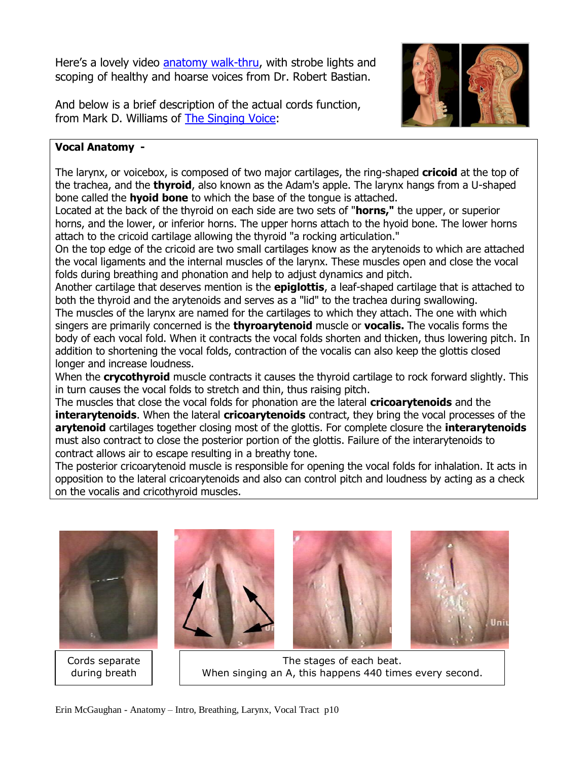Here's a lovely video [anatomy walk-thru](), with strobe lights and scoping of healthy and hoarse voices from Dr. Robert Bastian.

And below is a brief description of the actual cords function, from Mark D. Williams of [The Singing Voice]():

**Vocal Anatomy -**

The larynx, or voicebox, is composed of two major cartilages, the ring-shaped **cricoid** at the top of the trachea, and the **thyroid**, also known as the Adam's apple. The larynx hangs from a U-shaped bone called the **hyoid bone** to which the base of the tongue is attached.
Located at the back of the thyroid on each side are two sets of "**horns,**" the upper, or superior horns, and the lower, or inferior horns. The upper horns attach to the hyoid bone. The lower horns attach to the cricoid cartilage allowing the thyroid "a rocking articulation."
On the top edge of the cricoid are two small cartilages know as the arytenoids to which are attached the vocal ligaments and the internal muscles of the larynx. These muscles open and close the vocal folds during breathing and phonation and help to adjust dynamics and pitch.
Another cartilage that deserves mention is the **epiglottis**, a leaf-shaped cartilage that is attached to both the thyroid and the arytenoids and serves as a "lid" to the trachea during swallowing.
The muscles of the larynx are named for the cartilages to which they attach. The one with which singers are primarily concerned is the **thyroarytenoid** muscle or **vocalis.** The vocalis forms the body of each vocal fold. When it contracts the vocal folds shorten and thicken, thus lowering pitch. In addition to shortening the vocal folds, contraction of the vocalis can also keep the glottis closed longer and increase loudness.
When the **crycothyroid** muscle contracts it causes the thyroid cartilage to rock forward slightly. This in turn causes the vocal folds to stretch and thin, thus raising pitch.
The muscles that close the vocal folds for phonation are the lateral **cricoarytenoids** and the **interarytenoids**. When the lateral **cricoarytenoids** contract, they bring the vocal processes of the **arytenoid** cartilages together closing most of the glottis. For complete closure the **interarytenoids** must also contract to close the posterior portion of the glottis. Failure of the interarytenoids to contract allows air to escape resulting in a breathy tone.
The posterior cricoarytenoid muscle is responsible for opening the vocal folds for inhalation. It acts in opposition to the lateral cricoarytenoids and also can control pitch and loudness by acting as a check on the vocalis and cricothyroid muscles.

Cords separate during breath

The stages of each beat.
When singing an A, this happens 440 times every second.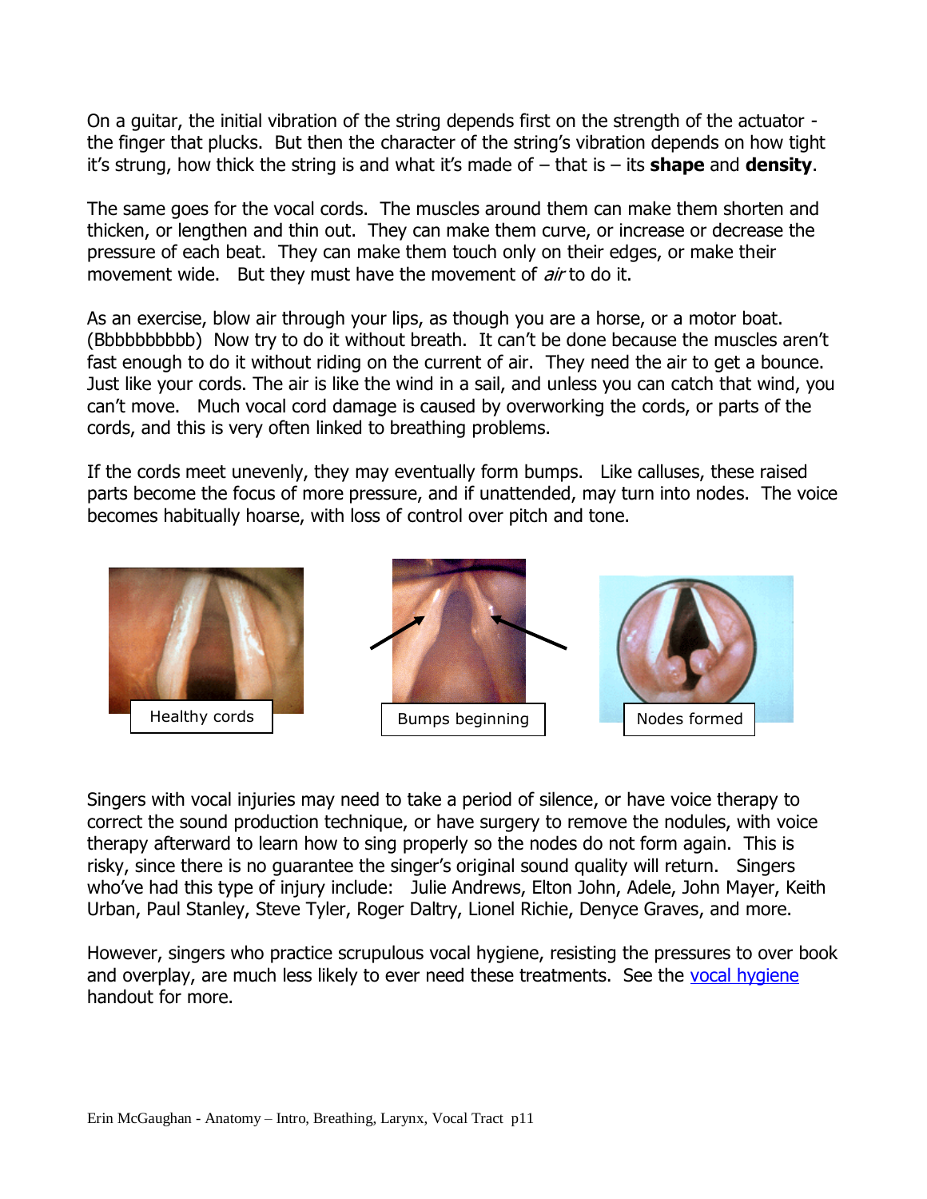On a guitar, the initial vibration of the string depends first on the strength of the actuator - the finger that plucks. But then the character of the string's vibration depends on how tight it's strung, how thick the string is and what it's made of – that is – its **shape** and **density**.

The same goes for the vocal cords. The muscles around them can make them shorten and thicken, or lengthen and thin out. They can make them curve, or increase or decrease the pressure of each beat. They can make them touch only on their edges, or make their movement wide. But they must have the movement of *air* to do it.

As an exercise, blow air through your lips, as though you are a horse, or a motor boat. (Bbbbbbbbbb) Now try to do it without breath. It can't be done because the muscles aren't fast enough to do it without riding on the current of air. They need the air to get a bounce. Just like your cords. The air is like the wind in a sail, and unless you can catch that wind, you can't move. Much vocal cord damage is caused by overworking the cords, or parts of the cords, and this is very often linked to breathing problems.

If the cords meet unevenly, they may eventually form bumps. Like calluses, these raised parts become the focus of more pressure, and if unattended, may turn into nodes. The voice becomes habitually hoarse, with loss of control over pitch and tone.

Healthy cords

Bumps beginning

Nodes formed

Singers with vocal injuries may need to take a period of silence, or have voice therapy to correct the sound production technique, or have surgery to remove the nodules, with voice therapy afterward to learn how to sing properly so the nodes do not form again. This is risky, since there is no guarantee the singer's original sound quality will return. Singers who've had this type of injury include: Julie Andrews, Elton John, Adele, John Mayer, Keith Urban, Paul Stanley, Steve Tyler, Roger Daltry, Lionel Richie, Denyce Graves, and more.

However, singers who practice scrupulous vocal hygiene, resisting the pressures to over book and overplay, are much less likely to ever need these treatments. See the vocal hygiene handout for more.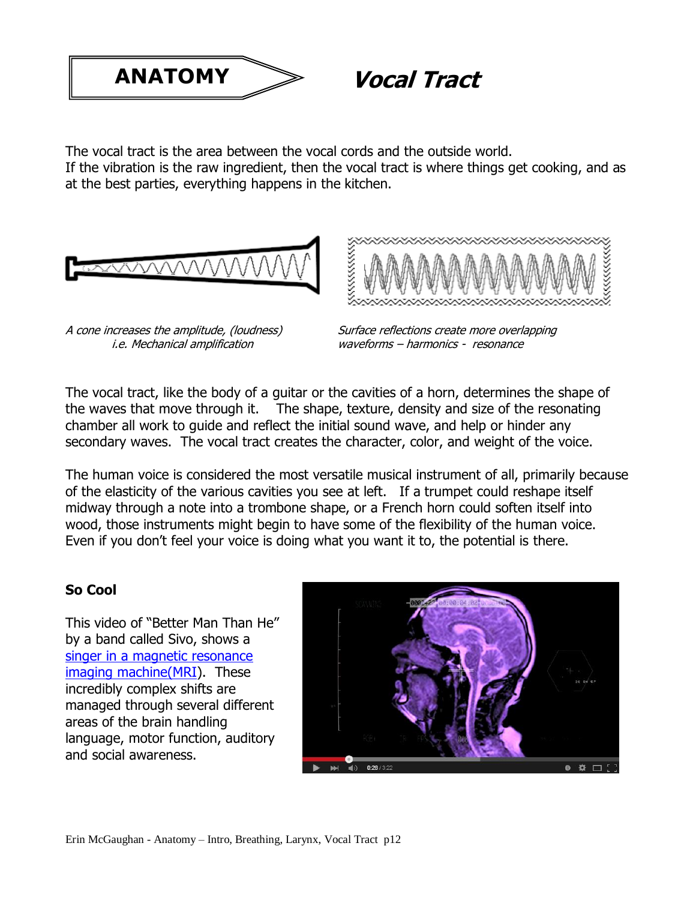# ANATOMY — *Vocal Tract*

The vocal tract is the area between the vocal cords and the outside world.
If the vibration is the raw ingredient, then the vocal tract is where things get cooking, and as at the best parties, everything happens in the kitchen.

*A cone increases the amplitude, (loudness) i.e. Mechanical amplification*

*Surface reflections create more overlapping waveforms – harmonics - resonance*

The vocal tract, like the body of a guitar or the cavities of a horn, determines the shape of the waves that move through it. The shape, texture, density and size of the resonating chamber all work to guide and reflect the initial sound wave, and help or hinder any secondary waves. The vocal tract creates the character, color, and weight of the voice.

The human voice is considered the most versatile musical instrument of all, primarily because of the elasticity of the various cavities you see at left. If a trumpet could reshape itself midway through a note into a trombone shape, or a French horn could soften itself into wood, those instruments might begin to have some of the flexibility of the human voice. Even if you don't feel your voice is doing what you want it to, the potential is there.

**So Cool**

This video of "Better Man Than He" by a band called Sivo, shows a singer in a magnetic resonance imaging machine(MRI). These incredibly complex shifts are managed through several different areas of the brain handling language, motor function, auditory and social awareness.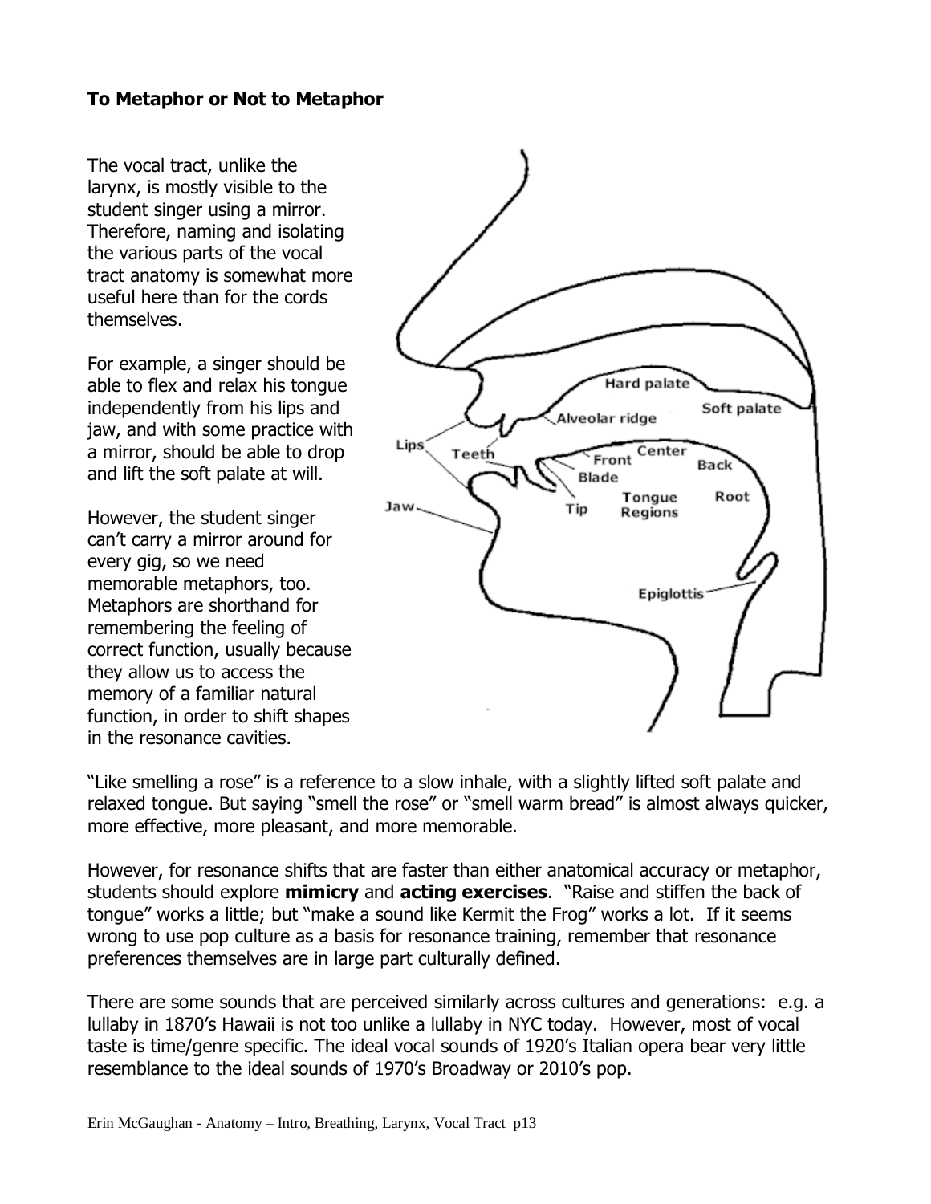**To Metaphor or Not to Metaphor**

The vocal tract, unlike the larynx, is mostly visible to the student singer using a mirror. Therefore, naming and isolating the various parts of the vocal tract anatomy is somewhat more useful here than for the cords themselves.

For example, a singer should be able to flex and relax his tongue independently from his lips and jaw, and with some practice with a mirror, should be able to drop and lift the soft palate at will.

However, the student singer can't carry a mirror around for every gig, so we need memorable metaphors, too. Metaphors are shorthand for remembering the feeling of correct function, usually because they allow us to access the memory of a familiar natural function, in order to shift shapes in the resonance cavities.

"Like smelling a rose" is a reference to a slow inhale, with a slightly lifted soft palate and relaxed tongue. But saying "smell the rose" or "smell warm bread" is almost always quicker, more effective, more pleasant, and more memorable.

However, for resonance shifts that are faster than either anatomical accuracy or metaphor, students should explore **mimicry** and **acting exercises**. "Raise and stiffen the back of tongue" works a little; but "make a sound like Kermit the Frog" works a lot. If it seems wrong to use pop culture as a basis for resonance training, remember that resonance preferences themselves are in large part culturally defined.

There are some sounds that are perceived similarly across cultures and generations: e.g. a lullaby in 1870's Hawaii is not too unlike a lullaby in NYC today. However, most of vocal taste is time/genre specific. The ideal vocal sounds of 1920's Italian opera bear very little resemblance to the ideal sounds of 1970's Broadway or 2010's pop.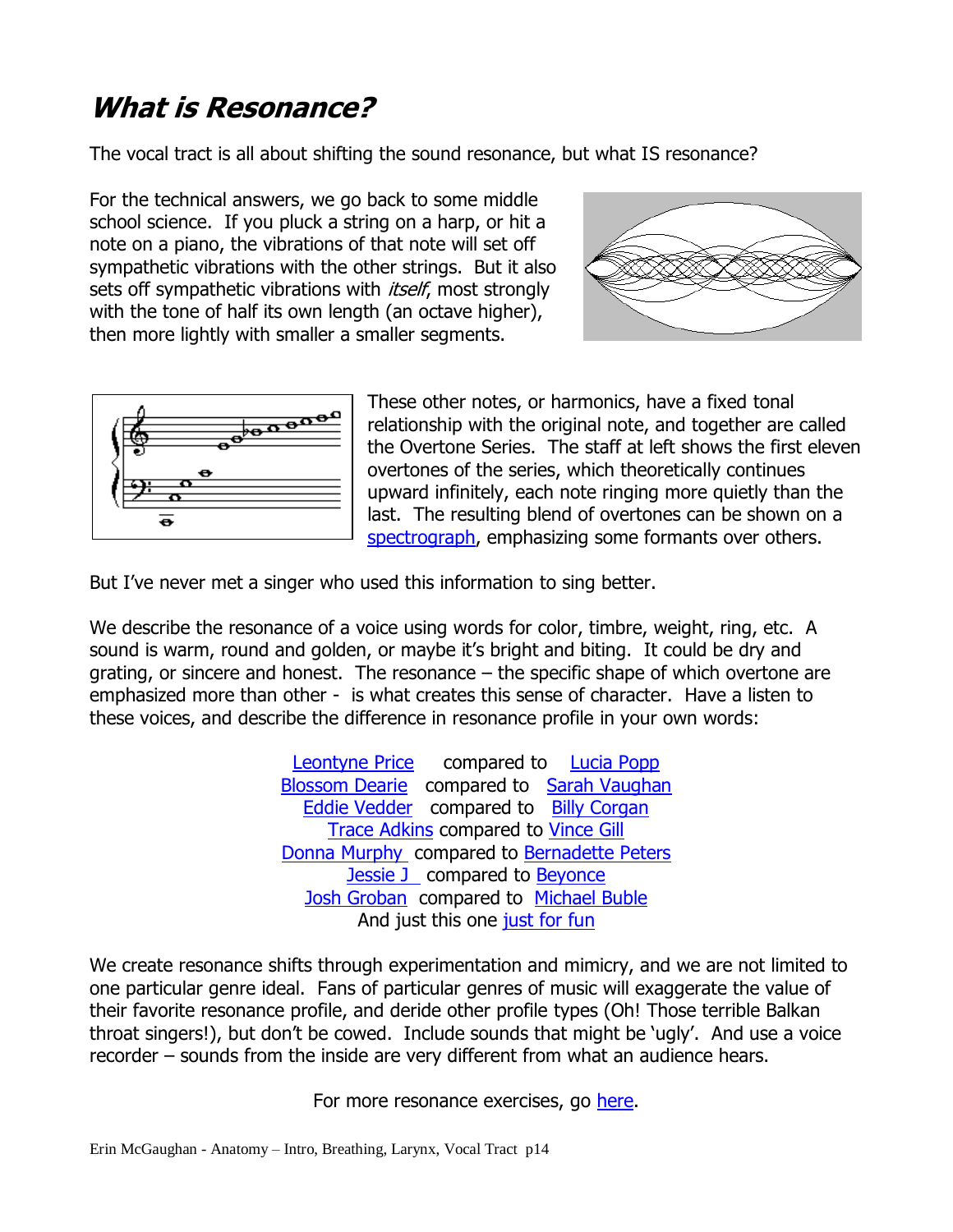# *What is Resonance?*

The vocal tract is all about shifting the sound resonance, but what IS resonance?

For the technical answers, we go back to some middle school science. If you pluck a string on a harp, or hit a note on a piano, the vibrations of that note will set off sympathetic vibrations with the other strings. But it also sets off sympathetic vibrations with *itself*, most strongly with the tone of half its own length (an octave higher), then more lightly with smaller a smaller segments.

These other notes, or harmonics, have a fixed tonal relationship with the original note, and together are called the Overtone Series. The staff at left shows the first eleven overtones of the series, which theoretically continues upward infinitely, each note ringing more quietly than the last. The resulting blend of overtones can be shown on a spectrograph, emphasizing some formants over others.

But I've never met a singer who used this information to sing better.

We describe the resonance of a voice using words for color, timbre, weight, ring, etc. A sound is warm, round and golden, or maybe it's bright and biting. It could be dry and grating, or sincere and honest. The resonance – the specific shape of which overtone are emphasized more than other - is what creates this sense of character. Have a listen to these voices, and describe the difference in resonance profile in your own words:

Leontyne Price compared to Lucia Popp
Blossom Dearie compared to Sarah Vaughan
Eddie Vedder compared to Billy Corgan
Trace Adkins compared to Vince Gill
Donna Murphy compared to Bernadette Peters
Jessie J compared to Beyonce
Josh Groban compared to Michael Buble
And just this one just for fun

We create resonance shifts through experimentation and mimicry, and we are not limited to one particular genre ideal. Fans of particular genres of music will exaggerate the value of their favorite resonance profile, and deride other profile types (Oh! Those terrible Balkan throat singers!), but don't be cowed. Include sounds that might be 'ugly'. And use a voice recorder – sounds from the inside are very different from what an audience hears.

For more resonance exercises, go here.